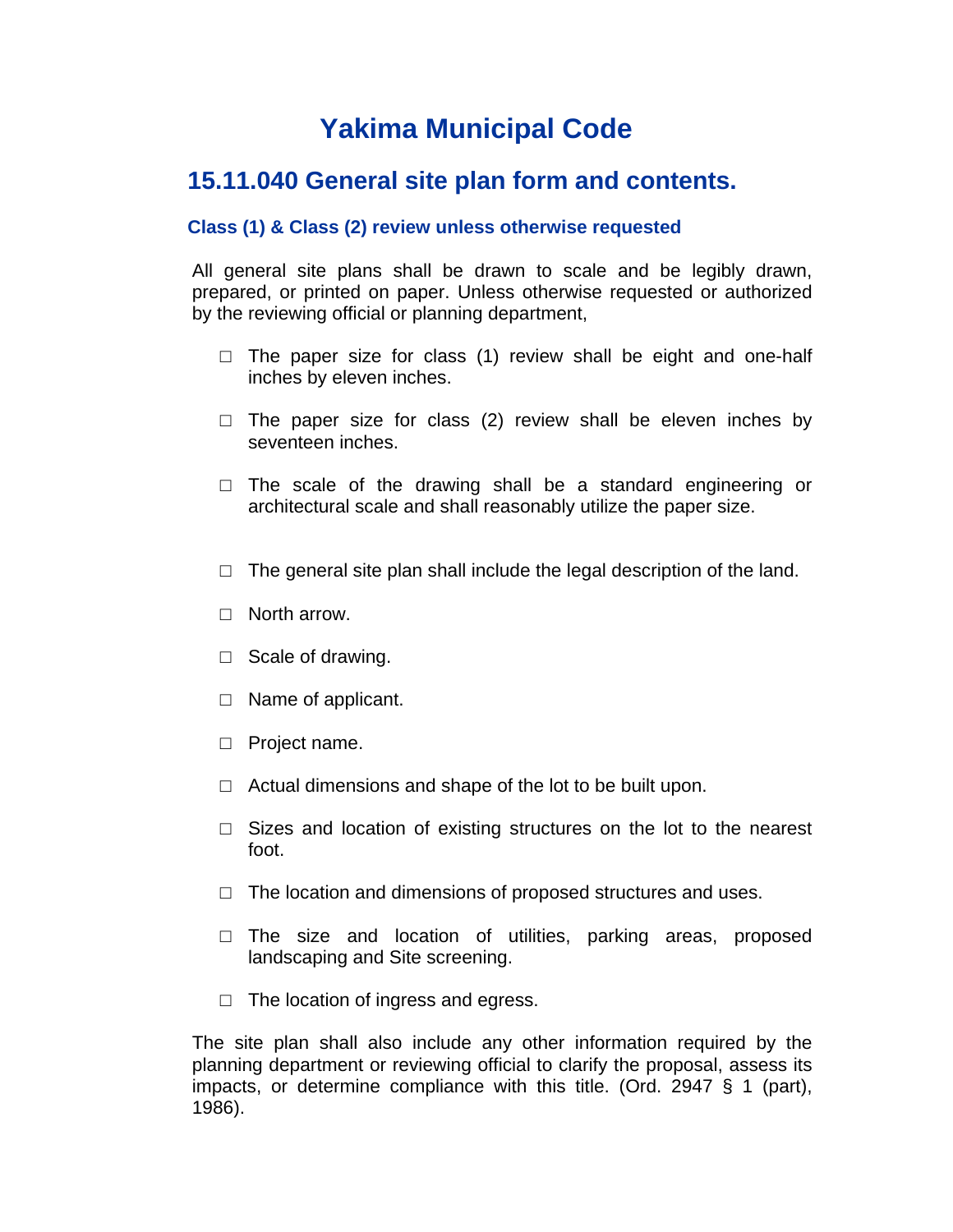# Yakima Municipal Code

## 15.11.040 General site plan form and contents.

### Class (1) & Class (2) review unless otherwise requested

All general site plans shall be drawn to scale and be legibly drawn, prepared, or printed on paper. Unless otherwise requested or authorized by the reviewing official or planning department,

- ☐ The paper size for class (1) review shall be eight and one-half inches by eleven inches.
- ☐ The paper size for class (2) review shall be eleven inches by seventeen inches.
- ☐ The scale of the drawing shall be a standard engineering or architectural scale and shall reasonably utilize the paper size.

- ☐ The general site plan shall include the legal description of the land.
- ☐ North arrow.
- ☐ Scale of drawing.
- ☐ Name of applicant.
- ☐ Project name.
- ☐ Actual dimensions and shape of the lot to be built upon.
- ☐ Sizes and location of existing structures on the lot to the nearest foot.
- ☐ The location and dimensions of proposed structures and uses.
- ☐ The size and location of utilities, parking areas, proposed landscaping and Site screening.
- ☐ The location of ingress and egress.

The site plan shall also include any other information required by the planning department or reviewing official to clarify the proposal, assess its impacts, or determine compliance with this title. (Ord. 2947 § 1 (part), 1986).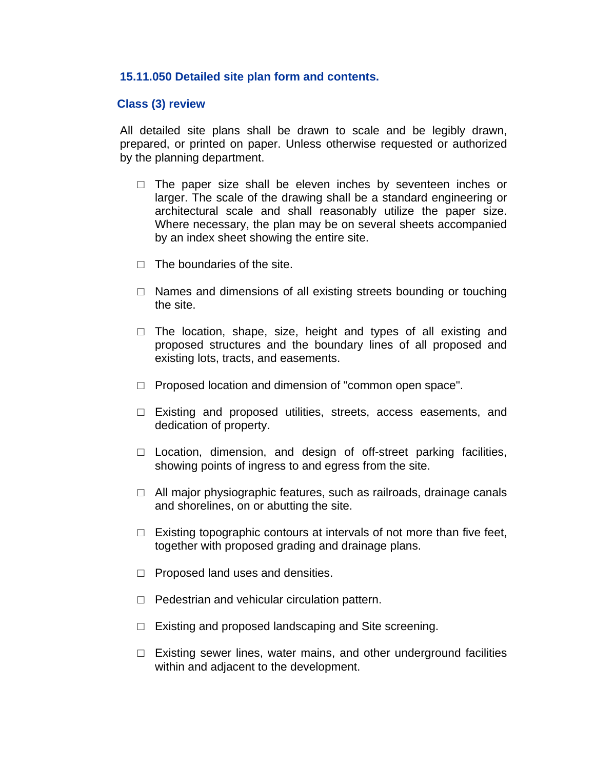### 15.11.050 Detailed site plan form and contents.

### Class (3) review

All detailed site plans shall be drawn to scale and be legibly drawn, prepared, or printed on paper. Unless otherwise requested or authorized by the planning department.

- ☐ The paper size shall be eleven inches by seventeen inches or larger. The scale of the drawing shall be a standard engineering or architectural scale and shall reasonably utilize the paper size. Where necessary, the plan may be on several sheets accompanied by an index sheet showing the entire site.
- ☐ The boundaries of the site.
- ☐ Names and dimensions of all existing streets bounding or touching the site.
- ☐ The location, shape, size, height and types of all existing and proposed structures and the boundary lines of all proposed and existing lots, tracts, and easements.
- ☐ Proposed location and dimension of "common open space".
- ☐ Existing and proposed utilities, streets, access easements, and dedication of property.
- ☐ Location, dimension, and design of off-street parking facilities, showing points of ingress to and egress from the site.
- ☐ All major physiographic features, such as railroads, drainage canals and shorelines, on or abutting the site.
- ☐ Existing topographic contours at intervals of not more than five feet, together with proposed grading and drainage plans.
- ☐ Proposed land uses and densities.
- ☐ Pedestrian and vehicular circulation pattern.
- ☐ Existing and proposed landscaping and Site screening.
- ☐ Existing sewer lines, water mains, and other underground facilities within and adjacent to the development.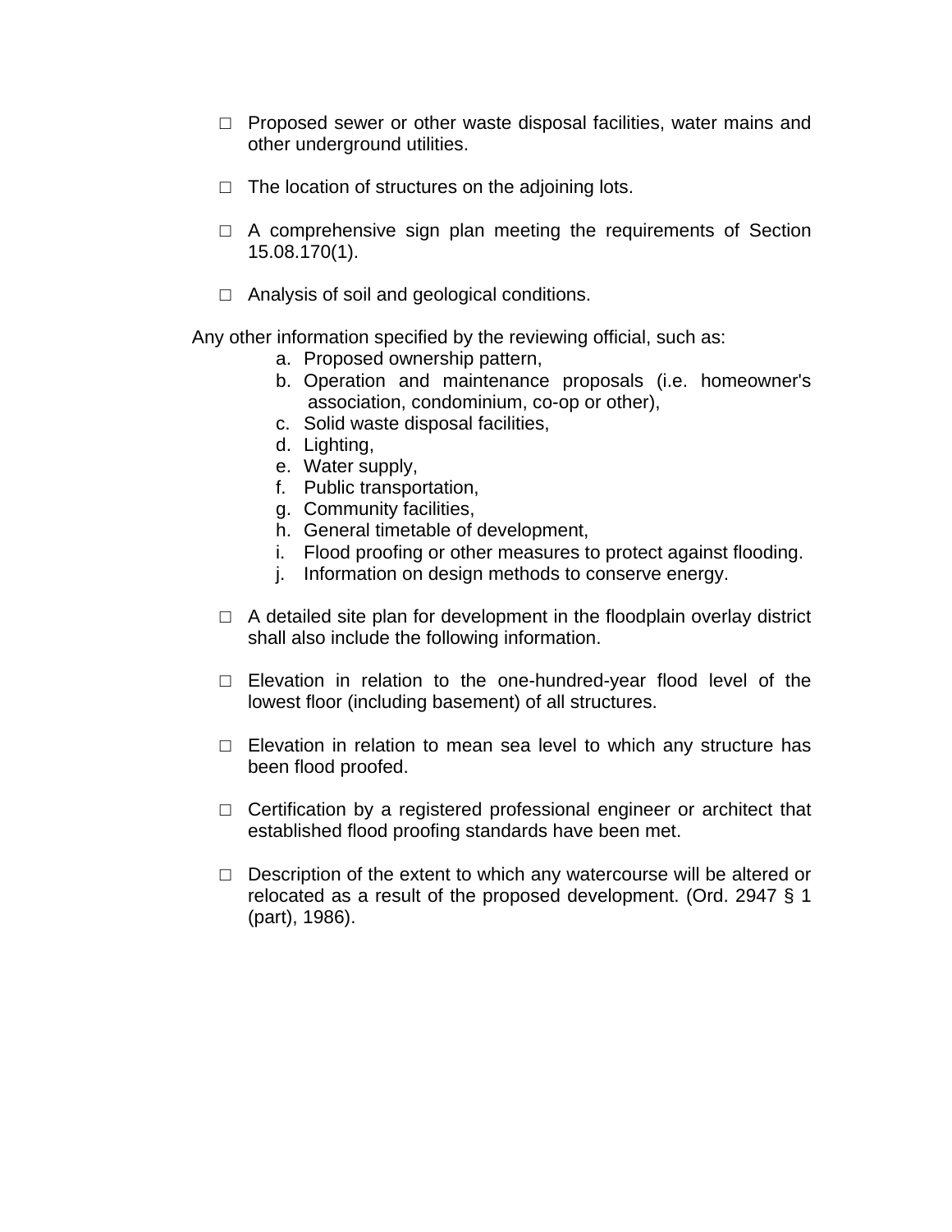- □ Proposed sewer or other waste disposal facilities, water mains and other underground utilities.

- □ The location of structures on the adjoining lots.

- □ A comprehensive sign plan meeting the requirements of Section 15.08.170(1).

- □ Analysis of soil and geological conditions.

Any other information specified by the reviewing official, such as:

a. Proposed ownership pattern,
b. Operation and maintenance proposals (i.e. homeowner's association, condominium, co-op or other),
c. Solid waste disposal facilities,
d. Lighting,
e. Water supply,
f. Public transportation,
g. Community facilities,
h. General timetable of development,
i. Flood proofing or other measures to protect against flooding.
j. Information on design methods to conserve energy.

- □ A detailed site plan for development in the floodplain overlay district shall also include the following information.

- □ Elevation in relation to the one-hundred-year flood level of the lowest floor (including basement) of all structures.

- □ Elevation in relation to mean sea level to which any structure has been flood proofed.

- □ Certification by a registered professional engineer or architect that established flood proofing standards have been met.

- □ Description of the extent to which any watercourse will be altered or relocated as a result of the proposed development. (Ord. 2947 § 1 (part), 1986).